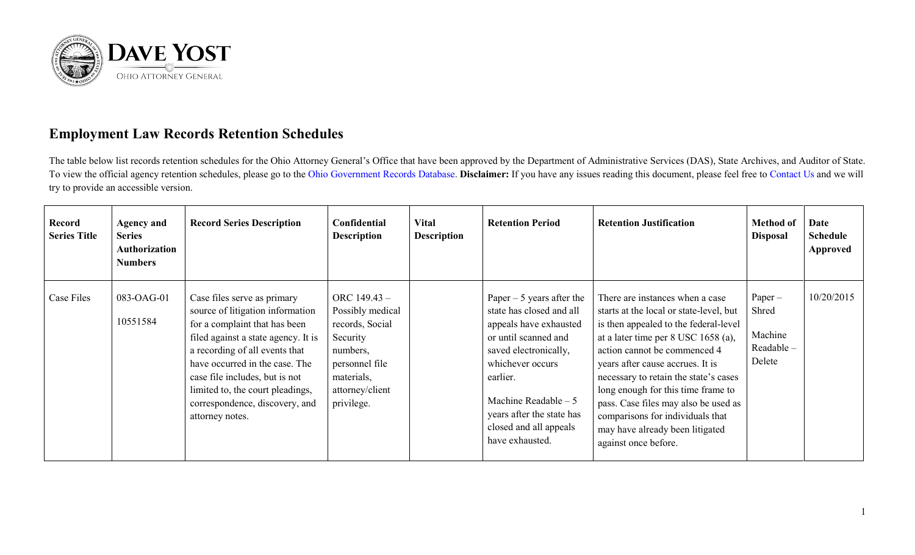DAVE YOST

OHIO ATTORNEY GENERAL

## Employment Law Records Retention Schedules

The table below list records retention schedules for the Ohio Attorney General's Office that have been approved by the Department of Administrative Services (DAS), State Archives, and Auditor of State. To view the official agency retention schedules, please go to the Ohio Government Records Database. **Disclaimer:** If you have any issues reading this document, please feel free to Contact Us and we will try to provide an accessible version.

| Record Series Title | Agency and Series Authorization Numbers | Record Series Description | Confidential Description | Vital Description | Retention Period | Retention Justification | Method of Disposal | Date Schedule Approved |
|---|---|---|---|---|---|---|---|---|
| Case Files | 083-OAG-01<br>10551584 | Case files serve as primary source of litigation information for a complaint that has been filed against a state agency. It is a recording of all events that have occurred in the case. The case file includes, but is not limited to, the court pleadings, correspondence, discovery, and attorney notes. | ORC 149.43 – Possibly medical records, Social Security numbers, personnel file materials, attorney/client privilege. | | Paper – 5 years after the state has closed and all appeals have exhausted or until scanned and saved electronically, whichever occurs earlier.<br><br>Machine Readable – 5 years after the state has closed and all appeals have exhausted. | There are instances when a case starts at the local or state-level, but is then appealed to the federal-level at a later time per 8 USC 1658 (a), action cannot be commenced 4 years after cause accrues. It is necessary to retain the state's cases long enough for this time frame to pass. Case files may also be used as comparisons for individuals that may have already been litigated against once before. | Paper – Shred<br><br>Machine Readable – Delete | 10/20/2015 |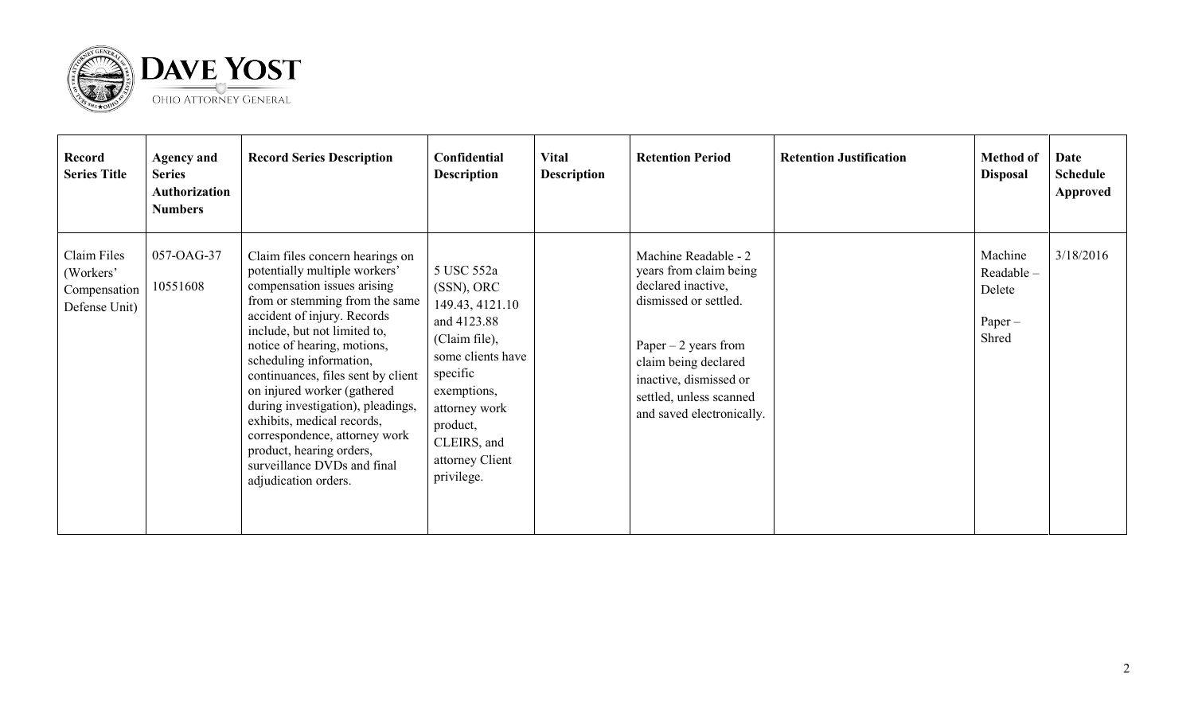| Record Series Title | Agency and Series Authorization Numbers | Record Series Description | Confidential Description | Vital Description | Retention Period | Retention Justification | Method of Disposal | Date Schedule Approved |
|---|---|---|---|---|---|---|---|---|
| Claim Files (Workers' Compensation Defense Unit) | 057-OAG-37<br><br>10551608 | Claim files concern hearings on potentially multiple workers' compensation issues arising from or stemming from the same accident of injury. Records include, but not limited to, notice of hearing, motions, scheduling information, continuances, files sent by client on injured worker (gathered during investigation), pleadings, exhibits, medical records, correspondence, attorney work product, hearing orders, surveillance DVDs and final adjudication orders. | 5 USC 552a (SSN), ORC 149.43, 4121.10 and 4123.88 (Claim file), some clients have specific exemptions, attorney work product, CLEIRS, and attorney Client privilege. | | Machine Readable - 2 years from claim being declared inactive, dismissed or settled.<br><br>Paper – 2 years from claim being declared inactive, dismissed or settled, unless scanned and saved electronically. | | Machine Readable – Delete<br><br>Paper – Shred | 3/18/2016 |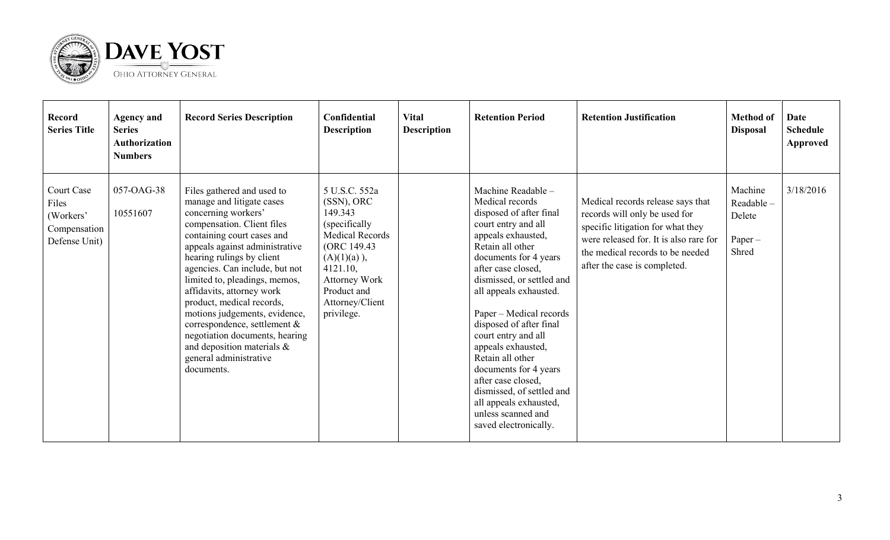DAVE YOST

OHIO ATTORNEY GENERAL

| Record Series Title | Agency and Series Authorization Numbers | Record Series Description | Confidential Description | Vital Description | Retention Period | Retention Justification | Method of Disposal | Date Schedule Approved |
|---|---|---|---|---|---|---|---|---|
| Court Case Files (Workers' Compensation Defense Unit) | 057-OAG-38<br>10551607 | Files gathered and used to manage and litigate cases concerning workers' compensation. Client files containing court cases and appeals against administrative hearing rulings by client agencies. Can include, but not limited to, pleadings, memos, affidavits, attorney work product, medical records, motions judgements, evidence, correspondence, settlement & negotiation documents, hearing and deposition materials & general administrative documents. | 5 U.S.C. 552a (SSN), ORC 149.343 (specifically Medical Records (ORC 149.43 (A)(1)(a) ), 4121.10, Attorney Work Product and Attorney/Client privilege. | | Machine Readable – Medical records disposed of after final court entry and all appeals exhausted, Retain all other documents for 4 years after case closed, dismissed, or settled and all appeals exhausted.<br><br>Paper – Medical records disposed of after final court entry and all appeals exhausted, Retain all other documents for 4 years after case closed, dismissed, of settled and all appeals exhausted, unless scanned and saved electronically. | Medical records release says that records will only be used for specific litigation for what they were released for. It is also rare for the medical records to be needed after the case is completed. | Machine Readable – Delete<br><br>Paper – Shred | 3/18/2016 |